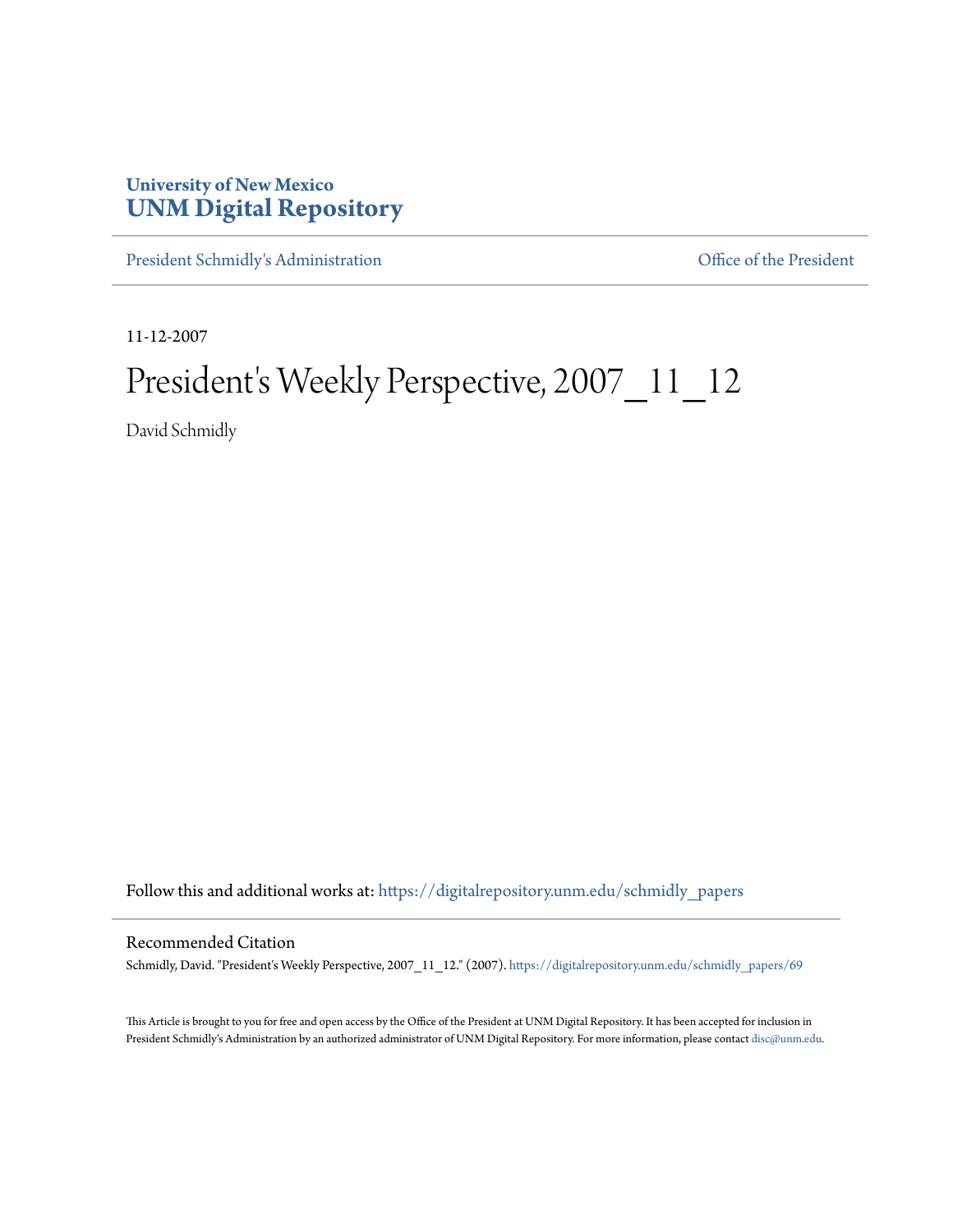University of New Mexico
# UNM Digital Repository

President Schmidly's Administration | Office of the President

11-12-2007

# President's Weekly Perspective, 2007_11_12

David Schmidly

Follow this and additional works at: https://digitalrepository.unm.edu/schmidly_papers

## Recommended Citation

Schmidly, David. "President's Weekly Perspective, 2007_11_12." (2007). https://digitalrepository.unm.edu/schmidly_papers/69

This Article is brought to you for free and open access by the Office of the President at UNM Digital Repository. It has been accepted for inclusion in President Schmidly's Administration by an authorized administrator of UNM Digital Repository. For more information, please contact disc@unm.edu.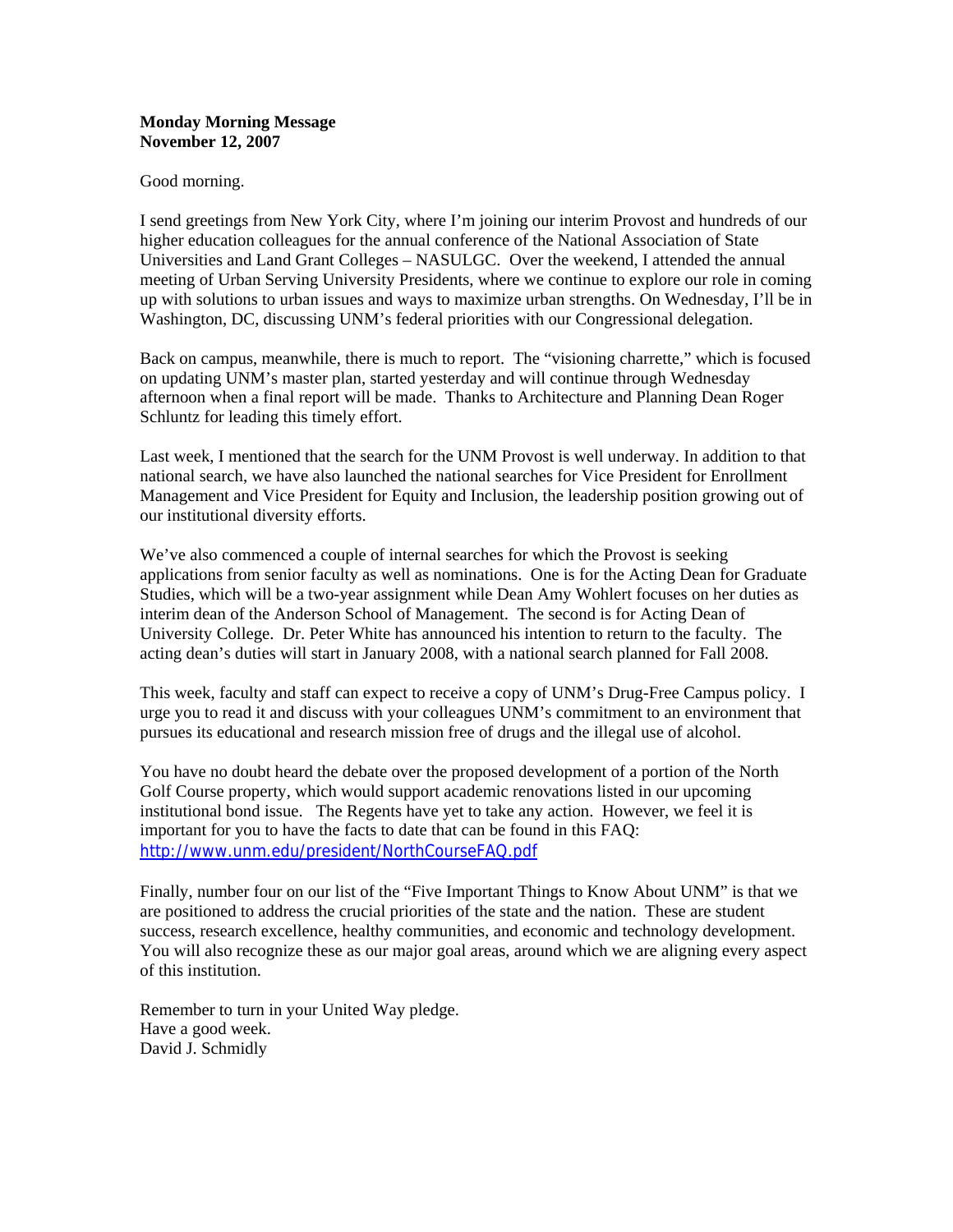**Monday Morning Message**
**November 12, 2007**

Good morning.

I send greetings from New York City, where I'm joining our interim Provost and hundreds of our higher education colleagues for the annual conference of the National Association of State Universities and Land Grant Colleges – NASULGC. Over the weekend, I attended the annual meeting of Urban Serving University Presidents, where we continue to explore our role in coming up with solutions to urban issues and ways to maximize urban strengths. On Wednesday, I'll be in Washington, DC, discussing UNM's federal priorities with our Congressional delegation.

Back on campus, meanwhile, there is much to report. The "visioning charrette," which is focused on updating UNM's master plan, started yesterday and will continue through Wednesday afternoon when a final report will be made. Thanks to Architecture and Planning Dean Roger Schluntz for leading this timely effort.

Last week, I mentioned that the search for the UNM Provost is well underway. In addition to that national search, we have also launched the national searches for Vice President for Enrollment Management and Vice President for Equity and Inclusion, the leadership position growing out of our institutional diversity efforts.

We've also commenced a couple of internal searches for which the Provost is seeking applications from senior faculty as well as nominations. One is for the Acting Dean for Graduate Studies, which will be a two-year assignment while Dean Amy Wohlert focuses on her duties as interim dean of the Anderson School of Management. The second is for Acting Dean of University College. Dr. Peter White has announced his intention to return to the faculty. The acting dean's duties will start in January 2008, with a national search planned for Fall 2008.

This week, faculty and staff can expect to receive a copy of UNM's Drug-Free Campus policy. I urge you to read it and discuss with your colleagues UNM's commitment to an environment that pursues its educational and research mission free of drugs and the illegal use of alcohol.

You have no doubt heard the debate over the proposed development of a portion of the North Golf Course property, which would support academic renovations listed in our upcoming institutional bond issue. The Regents have yet to take any action. However, we feel it is important for you to have the facts to date that can be found in this FAQ:
http://www.unm.edu/president/NorthCourseFAQ.pdf

Finally, number four on our list of the "Five Important Things to Know About UNM" is that we are positioned to address the crucial priorities of the state and the nation. These are student success, research excellence, healthy communities, and economic and technology development. You will also recognize these as our major goal areas, around which we are aligning every aspect of this institution.

Remember to turn in your United Way pledge.
Have a good week.
David J. Schmidly